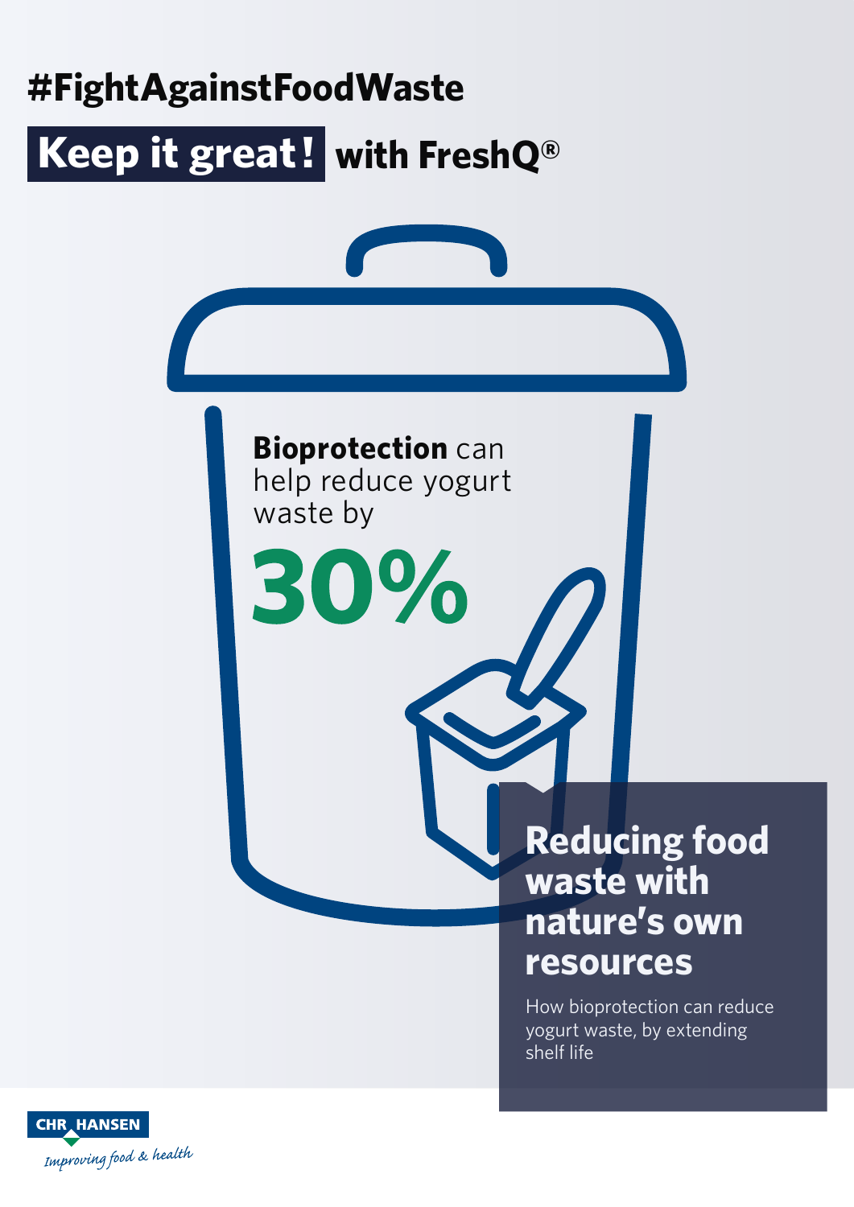# #FightAgainstFoodWaste

## Keep it great! with FreshQ®

**Bioprotection** can help reduce yogurt waste by

**30%**

## Reducing food waste with nature's own resources

How bioprotection can reduce yogurt waste, by extending shelf life

CHR HANSEN

*Improving food & health*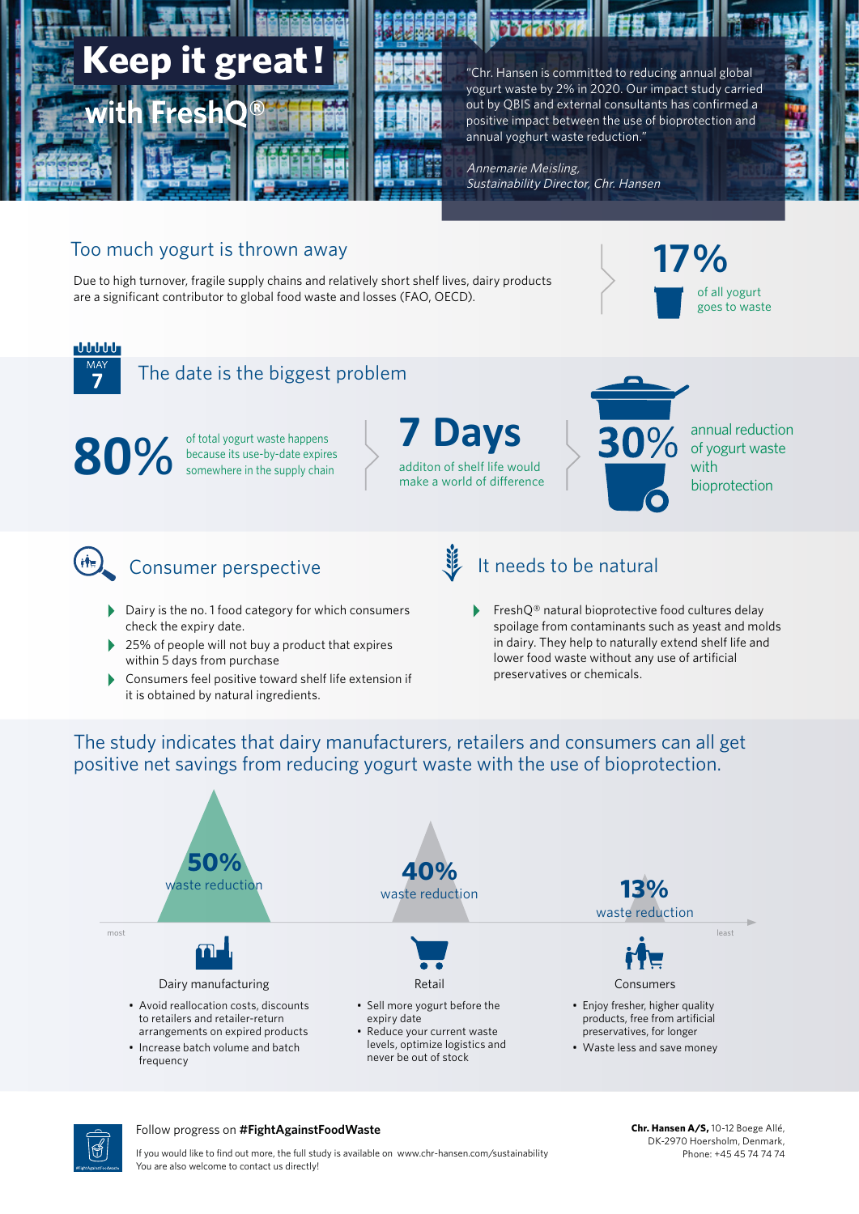# Keep it great! with FreshQ®

*"Chr. Hansen is committed to reducing annual global yogurt waste by 2% in 2020. Our impact study carried out by QBIS and external consultants has confirmed a positive impact between the use of bioprotection and annual yoghurt waste reduction."*

*Annemarie Meisling, Sustainability Director, Chr. Hansen*

## Too much yogurt is thrown away

Due to high turnover, fragile supply chains and relatively short shelf lives, dairy products are a significant contributor to global food waste and losses (FAO, OECD).

**17%** of all yogurt goes to waste

## The date is the biggest problem

MAY 7

**80%** of total yogurt waste happens because its use-by-date expires somewhere in the supply chain

**7 Days** additon of shelf life would make a world of difference

**30%** annual reduction of yogurt waste with bioprotection

## Consumer perspective

- Dairy is the no. 1 food category for which consumers check the expiry date.
- 25% of people will not buy a product that expires within 5 days from purchase
- Consumers feel positive toward shelf life extension if it is obtained by natural ingredients.

## It needs to be natural

- FreshQ® natural bioprotective food cultures delay spoilage from contaminants such as yeast and molds in dairy. They help to naturally extend shelf life and lower food waste without any use of artificial preservatives or chemicals.

## The study indicates that dairy manufacturers, retailers and consumers can all get positive net savings from reducing yogurt waste with the use of bioprotection.

most

least

**50%** waste reduction

**Dairy manufacturing**

- Avoid reallocation costs, discounts to retailers and retailer-return arrangements on expired products
- Increase batch volume and batch frequency

**40%** waste reduction

**Retail**

- Sell more yogurt before the expiry date
- Reduce your current waste levels, optimize logistics and never be out of stock

**13%** waste reduction

**Consumers**

- Enjoy fresher, higher quality products, free from artificial preservatives, for longer
- Waste less and save money

Follow progress on **#FightAgainstFoodWaste**

If you would like to find out more, the full study is available on www.chr-hansen.com/sustainability
You are also welcome to contact us directly!

**Chr. Hansen A/S,** 10-12 Boege Allé, DK-2970 Hoersholm, Denmark, Phone: +45 45 74 74 74